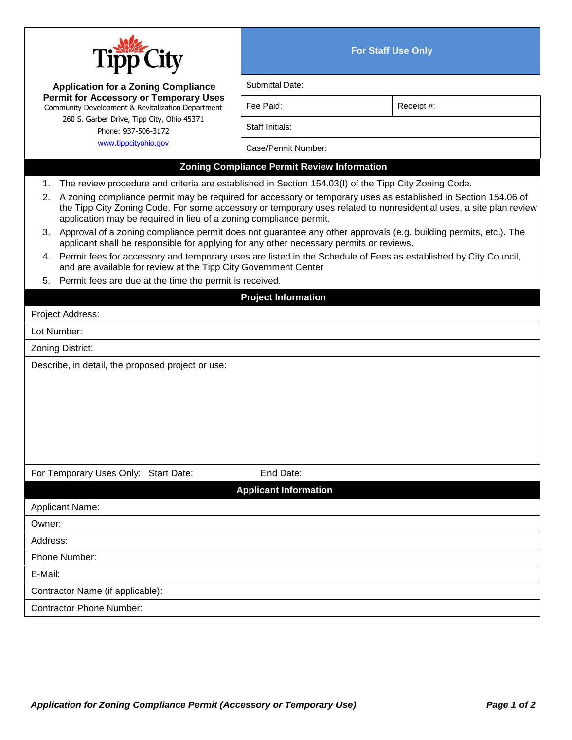# Tipp City

**Application for a Zoning Compliance Permit for Accessory or Temporary Uses**

Community Development & Revitalization Department
260 S. Garber Drive, Tipp City, Ohio 45371
Phone: 937-506-3172
www.tippcityohio.gov

| For Staff Use Only | |
|---|---|
| Submittal Date: | |
| Fee Paid: | Receipt #: |
| Staff Initials: | |
| Case/Permit Number: | |

## Zoning Compliance Permit Review Information

1. The review procedure and criteria are established in Section 154.03(I) of the Tipp City Zoning Code.
2. A zoning compliance permit may be required for accessory or temporary uses as established in Section 154.06 of the Tipp City Zoning Code. For some accessory or temporary uses related to nonresidential uses, a site plan review application may be required in lieu of a zoning compliance permit.
3. Approval of a zoning compliance permit does not guarantee any other approvals (e.g. building permits, etc.). The applicant shall be responsible for applying for any other necessary permits or reviews.
4. Permit fees for accessory and temporary uses are listed in the Schedule of Fees as established by City Council, and are available for review at the Tipp City Government Center
5. Permit fees are due at the time the permit is received.

## Project Information

Project Address:

Lot Number:

Zoning District:

Describe, in detail, the proposed project or use:

For Temporary Uses Only: Start Date: End Date:

## Applicant Information

Applicant Name:

Owner:

Address:

Phone Number:

E-Mail:

Contractor Name (if applicable):

Contractor Phone Number: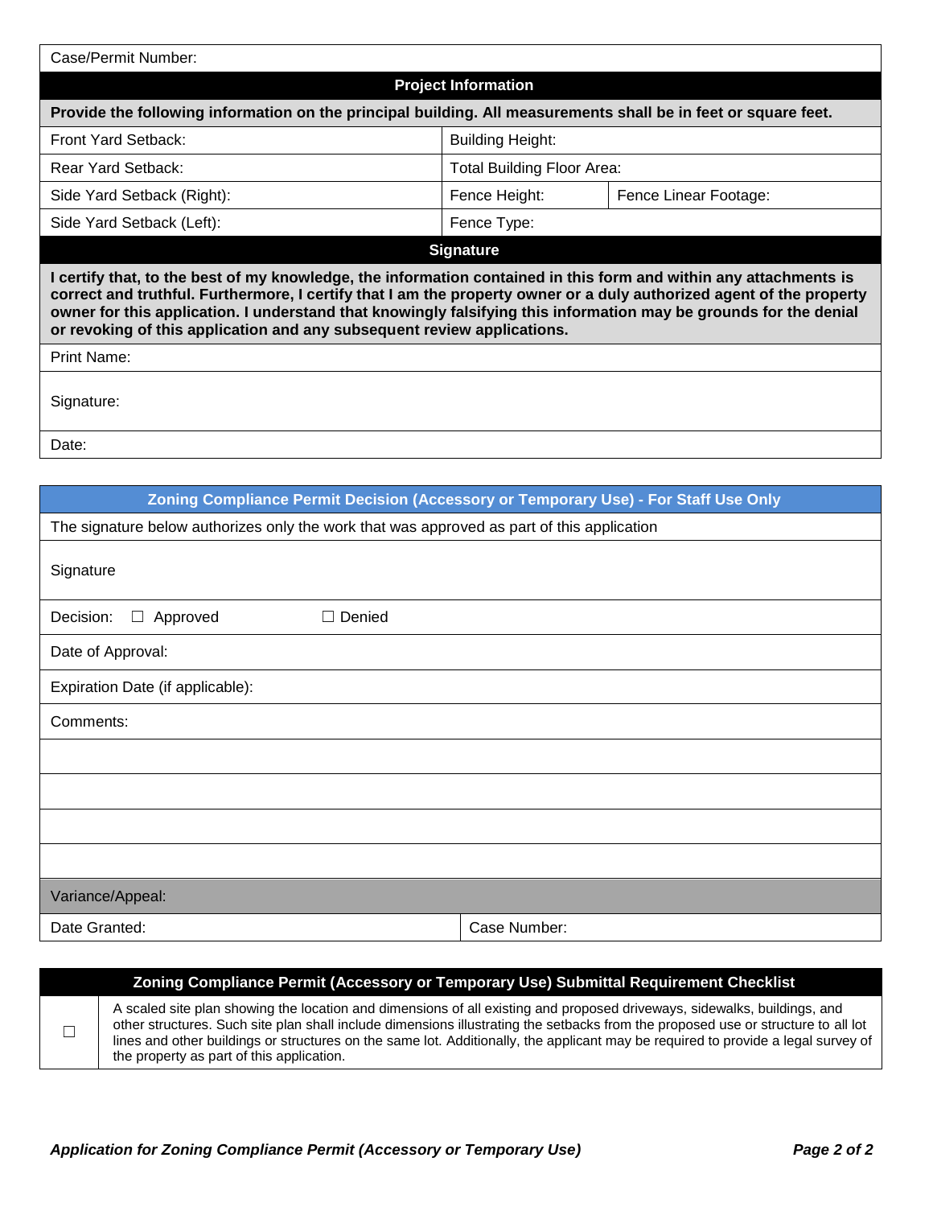| | | |
|---|---|---|
| Case/Permit Number: | | |
| **Project Information** | | |
| **Provide the following information on the principal building. All measurements shall be in feet or square feet.** | | |
| Front Yard Setback: | Building Height: | |
| Rear Yard Setback: | Total Building Floor Area: | |
| Side Yard Setback (Right): | Fence Height: | Fence Linear Footage: |
| Side Yard Setback (Left): | Fence Type: | |
| **Signature** | | |
| **I certify that, to the best of my knowledge, the information contained in this form and within any attachments is correct and truthful. Furthermore, I certify that I am the property owner or a duly authorized agent of the property owner for this application. I understand that knowingly falsifying this information may be grounds for the denial or revoking of this application and any subsequent review applications.** | | |
| Print Name: | | |
| Signature: | | |
| Date: | | |

| | |
|---|---|
| **Zoning Compliance Permit Decision (Accessory or Temporary Use) - For Staff Use Only** | |
| The signature below authorizes only the work that was approved as part of this application | |
| Signature | |
| Decision: ☐ Approved ☐ Denied | |
| Date of Approval: | |
| Expiration Date (if applicable): | |
| Comments: | |
| | |
| | |
| | |
| | |
| Variance/Appeal: | |
| Date Granted: | Case Number: |

| | |
|---|---|
| | **Zoning Compliance Permit (Accessory or Temporary Use) Submittal Requirement Checklist** |
| ☐ | A scaled site plan showing the location and dimensions of all existing and proposed driveways, sidewalks, buildings, and other structures. Such site plan shall include dimensions illustrating the setbacks from the proposed use or structure to all lot lines and other buildings or structures on the same lot. Additionally, the applicant may be required to provide a legal survey of the property as part of this application. |